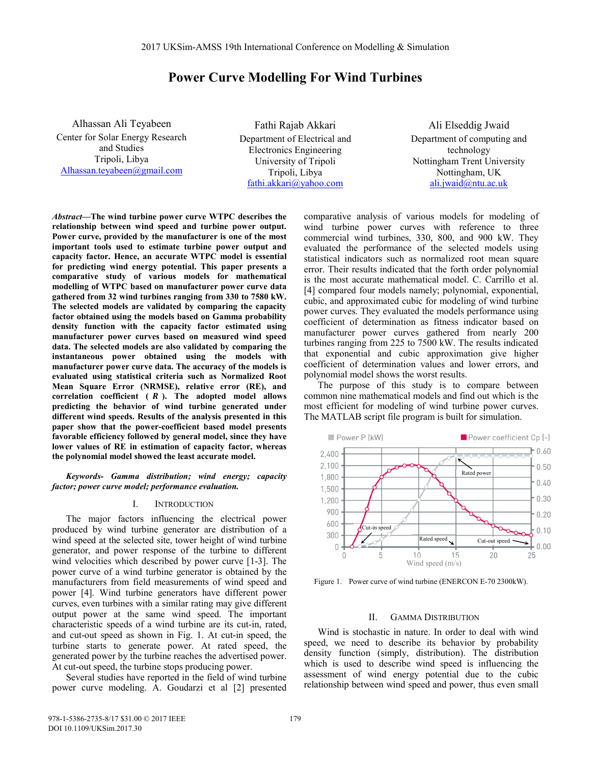2017 UKSim-AMSS 19th International Conference on Modelling & Simulation

# Power Curve Modelling For Wind Turbines

Alhassan Ali Teyabeen
Center for Solar Energy Research and Studies
Tripoli, Libya
Alhassan.teyabeen@gmail.com

Fathi Rajab Akkari
Department of Electrical and Electronics Engineering
University of Tripoli
Tripoli, Libya
fathi.akkari@yahoo.com

Ali Elseddig Jwaid
Department of computing and technology
Nottingham Trent University
Nottingham, UK
ali.jwaid@ntu.ac.uk

***Abstract*—The wind turbine power curve WTPC describes the relationship between wind speed and turbine power output. Power curve, provided by the manufacturer is one of the most important tools used to estimate turbine power output and capacity factor. Hence, an accurate WTPC model is essential for predicting wind energy potential. This paper presents a comparative study of various models for mathematical modelling of WTPC based on manufacturer power curve data gathered from 32 wind turbines ranging from 330 to 7580 kW. The selected models are validated by comparing the capacity factor obtained using the models based on Gamma probability density function with the capacity factor estimated using manufacturer power curves based on measured wind speed data. The selected models are also validated by comparing the instantaneous power obtained using the models with manufacturer power curve data. The accuracy of the models is evaluated using statistical criteria such as Normalized Root Mean Square Error (NRMSE), relative error (RE), and correlation coefficient ( *R* ). The adopted model allows predicting the behavior of wind turbine generated under different wind speeds. Results of the analysis presented in this paper show that the power-coefficient based model presents favorable efficiency followed by general model, since they have lower values of RE in estimation of capacity factor, whereas the polynomial model showed the least accurate model.**

***Keywords-*** *Gamma distribution; wind energy; capacity factor; power curve model; performance evaluation.*

## I. Introduction

The major factors influencing the electrical power produced by wind turbine generator are distribution of a wind speed at the selected site, tower height of wind turbine generator, and power response of the turbine to different wind velocities which described by power curve [1-3]. The power curve of a wind turbine generator is obtained by the manufacturers from field measurements of wind speed and power [4]. Wind turbine generators have different power curves, even turbines with a similar rating may give different output power at the same wind speed. The important characteristic speeds of a wind turbine are its cut-in, rated, and cut-out speed as shown in Fig. 1. At cut-in speed, the turbine starts to generate power. At rated speed, the generated power by the turbine reaches the advertised power. At cut-out speed, the turbine stops producing power.

Several studies have reported in the field of wind turbine power curve modeling. A. Goudarzi et al [2] presented comparative analysis of various models for modeling of wind turbine power curves with reference to three commercial wind turbines, 330, 800, and 900 kW. They evaluated the performance of the selected models using statistical indicators such as normalized root mean square error. Their results indicated that the forth order polynomial is the most accurate mathematical model. C. Carrillo et al. [4] compared four models namely; polynomial, exponential, cubic, and approximated cubic for modeling of wind turbine power curves. They evaluated the models performance using coefficient of determination as fitness indicator based on manufacturer power curves gathered from nearly 200 turbines ranging from 225 to 7500 kW. The results indicated that exponential and cubic approximation give higher coefficient of determination values and lower errors, and polynomial model shows the worst results.

The purpose of this study is to compare between common nine mathematical models and find out which is the most efficient for modeling of wind turbine power curves. The MATLAB script file program is built for simulation.

Figure 1. Power curve of wind turbine (ENERCON E-70 2300kW).

## II. Gamma Distribution

Wind is stochastic in nature. In order to deal with wind speed, we need to describe its behavior by probability density function (simply, distribution). The distribution which is used to describe wind speed is influencing the assessment of wind energy potential due to the cubic relationship between wind speed and power, thus even small

978-1-5386-2735-8/17 $31.00 © 2017 IEEE
DOI 10.1109/UKSim.2017.30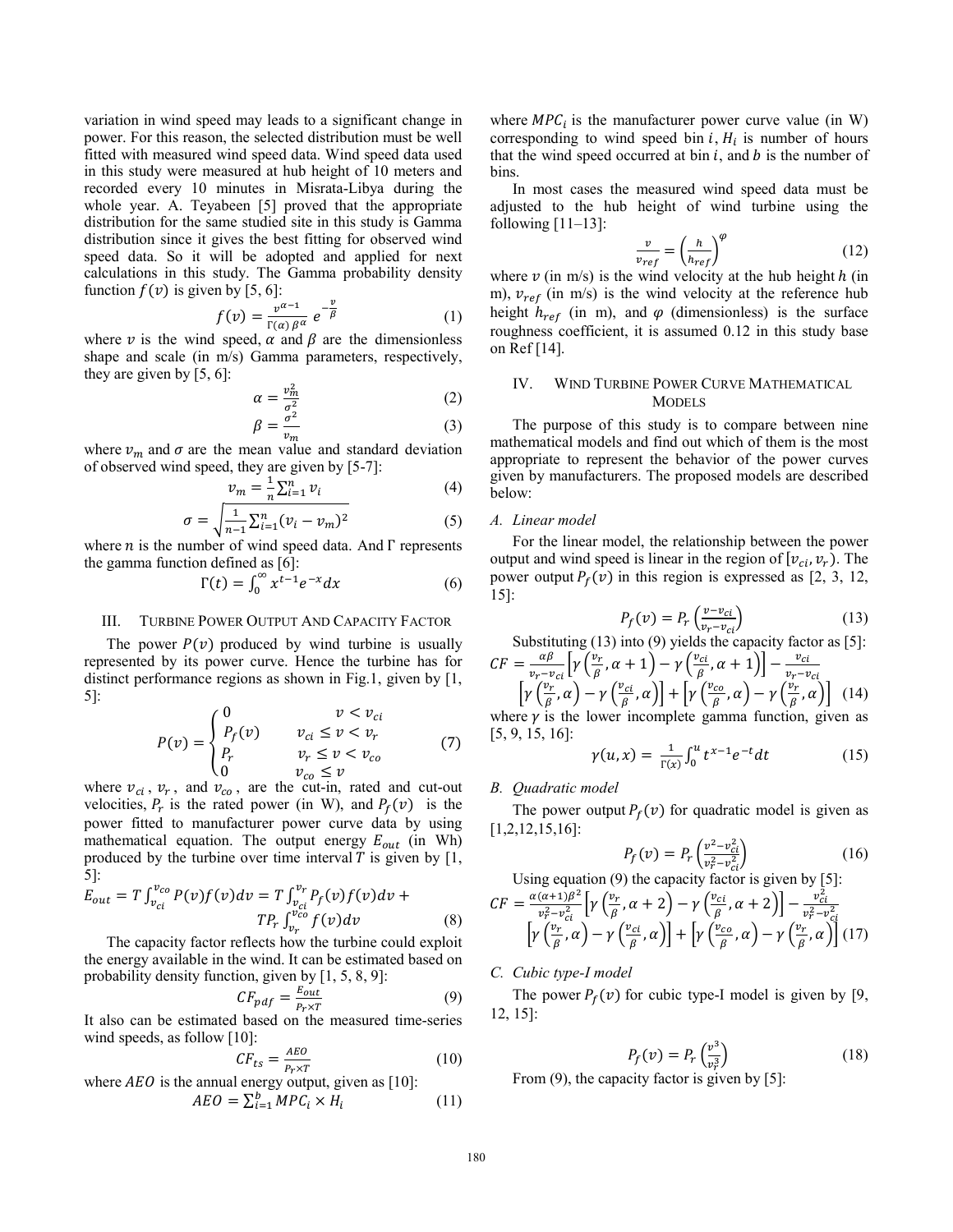variation in wind speed may leads to a significant change in power. For this reason, the selected distribution must be well fitted with measured wind speed data. Wind speed data used in this study were measured at hub height of 10 meters and recorded every 10 minutes in Misrata-Libya during the whole year. A. Teyabeen [5] proved that the appropriate distribution for the same studied site in this study is Gamma distribution since it gives the best fitting for observed wind speed data. So it will be adopted and applied for next calculations in this study. The Gamma probability density function $f(v)$ is given by [5, 6]:

$$f(v) = \frac{v^{\alpha-1}}{\Gamma(\alpha)\,\beta^{\alpha}}\, e^{-\frac{v}{\beta}} \tag{1}$$

where $v$ is the wind speed, $\alpha$ and $\beta$ are the dimensionless shape and scale (in m/s) Gamma parameters, respectively, they are given by [5, 6]:

$$\alpha = \frac{v_m^2}{\sigma^2} \tag{2}$$

$$\beta = \frac{\sigma^2}{v_m} \tag{3}$$

where $v_m$ and $\sigma$ are the mean value and standard deviation of observed wind speed, they are given by [5-7]:

$$v_m = \frac{1}{n}\sum_{i=1}^{n} v_i \tag{4}$$

$$\sigma = \sqrt{\frac{1}{n-1}\sum_{i=1}^{n}(v_i - v_m)^2} \tag{5}$$

where $n$ is the number of wind speed data. And $\Gamma$ represents the gamma function defined as [6]:

$$\Gamma(t) = \int_0^{\infty} x^{t-1} e^{-x} dx \tag{6}$$

## III. Turbine Power Output And Capacity Factor

The power $P(v)$ produced by wind turbine is usually represented by its power curve. Hence the turbine has for distinct performance regions as shown in Fig.1, given by [1, 5]:

$$P(v) = \begin{cases} 0 & v < v_{ci} \\ P_f(v) & v_{ci} \le v < v_r \\ P_r & v_r \le v < v_{co} \\ 0 & v_{co} \le v \end{cases} \tag{7}$$

where $v_{ci}$, $v_r$, and $v_{co}$, are the cut-in, rated and cut-out velocities, $P_r$ is the rated power (in W), and $P_f(v)$ is the power fitted to manufacturer power curve data by using mathematical equation. The output energy $E_{out}$ (in Wh) produced by the turbine over time interval $T$ is given by [1, 5]:

$$E_{out} = T\int_{v_{ci}}^{v_{co}} P(v) f(v) dv = T\int_{v_{ci}}^{v_r} P_f(v) f(v) dv + T P_r \int_{v_r}^{v_{co}} f(v) dv \tag{8}$$

The capacity factor reflects how the turbine could exploit the energy available in the wind. It can be estimated based on probability density function, given by [1, 5, 8, 9]:

$$CF_{pdf} = \frac{E_{out}}{P_r \times T} \tag{9}$$

It also can be estimated based on the measured time-series wind speeds, as follow [10]:

$$CF_{ts} = \frac{AEO}{P_r \times T} \tag{10}$$

where $AEO$ is the annual energy output, given as [10]:

$$AEO = \sum_{i=1}^{b} MPC_i \times H_i \tag{11}$$

where $MPC_i$ is the manufacturer power curve value (in W) corresponding to wind speed bin $i$, $H_i$ is number of hours that the wind speed occurred at bin $i$, and $b$ is the number of bins.

In most cases the measured wind speed data must be adjusted to the hub height of wind turbine using the following [11–13]:

$$\frac{v}{v_{ref}} = \left(\frac{h}{h_{ref}}\right)^{\varphi} \tag{12}$$

where $v$ (in m/s) is the wind velocity at the hub height $h$ (in m), $v_{ref}$ (in m/s) is the wind velocity at the reference hub height $h_{ref}$ (in m), and $\varphi$ (dimensionless) is the surface roughness coefficient, it is assumed 0.12 in this study base on Ref [14].

## IV. Wind Turbine Power Curve Mathematical Models

The purpose of this study is to compare between nine mathematical models and find out which of them is the most appropriate to represent the behavior of the power curves given by manufacturers. The proposed models are described below:

### A. Linear model

For the linear model, the relationship between the power output and wind speed is linear in the region of $[v_{ci}, v_r)$. The power output $P_f(v)$ in this region is expressed as [2, 3, 12, 15]:

$$P_f(v) = P_r\left(\frac{v - v_{ci}}{v_r - v_{ci}}\right) \tag{13}$$

Substituting (13) into (9) yields the capacity factor as [5]:

$$CF = \frac{\alpha\beta}{v_r - v_{ci}}\left[\gamma\left(\frac{v_r}{\beta}, \alpha+1\right) - \gamma\left(\frac{v_{ci}}{\beta}, \alpha+1\right)\right] - \frac{v_{ci}}{v_r - v_{ci}}\left[\gamma\left(\frac{v_r}{\beta}, \alpha\right) - \gamma\left(\frac{v_{ci}}{\beta}, \alpha\right)\right] + \left[\gamma\left(\frac{v_{co}}{\beta}, \alpha\right) - \gamma\left(\frac{v_r}{\beta}, \alpha\right)\right] \tag{14}$$

where $\gamma$ is the lower incomplete gamma function, given as [5, 9, 15, 16]:

$$\gamma(u, x) = \frac{1}{\Gamma(x)}\int_0^{u} t^{x-1} e^{-t} dt \tag{15}$$

### B. Quadratic model

The power output $P_f(v)$ for quadratic model is given as [1,2,12,15,16]:

$$P_f(v) = P_r\left(\frac{v^2 - v_{ci}^2}{v_r^2 - v_{ci}^2}\right) \tag{16}$$

Using equation (9) the capacity factor is given by [5]:

$$CF = \frac{\alpha(\alpha+1)\beta^2}{v_r^2 - v_{ci}^2}\left[\gamma\left(\frac{v_r}{\beta}, \alpha+2\right) - \gamma\left(\frac{v_{ci}}{\beta}, \alpha+2\right)\right] - \frac{v_{ci}^2}{v_r^2 - v_{ci}^2}\left[\gamma\left(\frac{v_r}{\beta}, \alpha\right) - \gamma\left(\frac{v_{ci}}{\beta}, \alpha\right)\right] + \left[\gamma\left(\frac{v_{co}}{\beta}, \alpha\right) - \gamma\left(\frac{v_r}{\beta}, \alpha\right)\right] \tag{17}$$

### C. Cubic type-I model

The power $P_f(v)$ for cubic type-I model is given by [9, 12, 15]:

$$P_f(v) = P_r\left(\frac{v^3}{v_r^3}\right) \tag{18}$$

From (9), the capacity factor is given by [5]: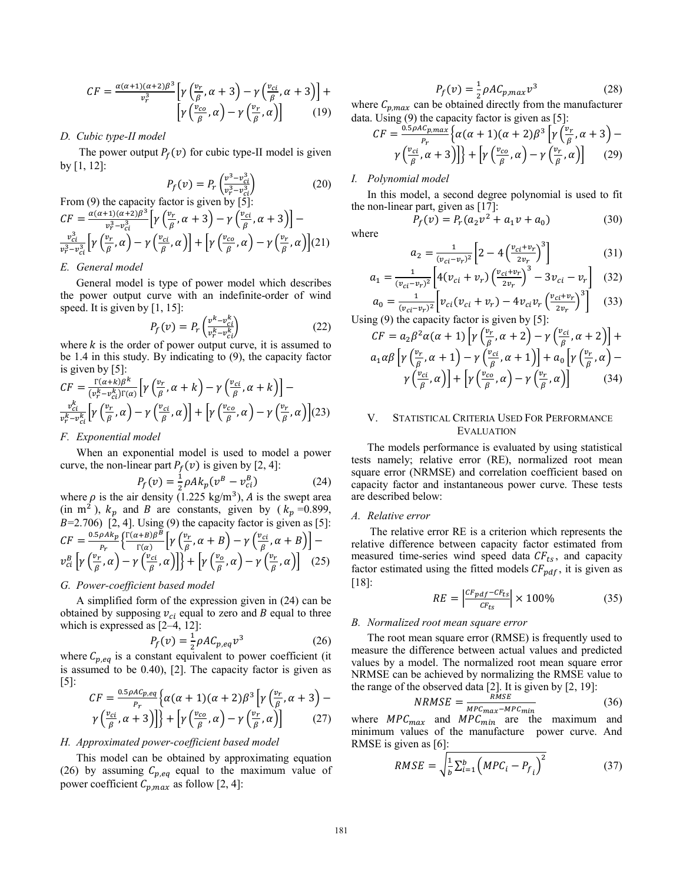$$CF = \frac{\alpha(\alpha+1)(\alpha+2)\beta^3}{v_r^3}\left[\gamma\left(\frac{v_r}{\beta},\alpha+3\right)-\gamma\left(\frac{v_{ci}}{\beta},\alpha+3\right)\right]+\left[\gamma\left(\frac{v_{co}}{\beta},\alpha\right)-\gamma\left(\frac{v_r}{\beta},\alpha\right)\right] \quad (19)$$

### D. Cubic type-II model

The power output $P_f(v)$ for cubic type-II model is given by [1, 12]:

$$P_f(v) = P_r\left(\frac{v^3-v_{ci}^3}{v_r^3-v_{ci}^3}\right) \quad (20)$$

From (9) the capacity factor is given by [5]:

$$CF = \frac{\alpha(\alpha+1)(\alpha+2)\beta^3}{v_r^3-v_{ci}^3}\left[\gamma\left(\frac{v_r}{\beta},\alpha+3\right)-\gamma\left(\frac{v_{ci}}{\beta},\alpha+3\right)\right]-\frac{v_{ci}^3}{v_r^3-v_{ci}^3}\left[\gamma\left(\frac{v_r}{\beta},\alpha\right)-\gamma\left(\frac{v_{ci}}{\beta},\alpha\right)\right]+\left[\gamma\left(\frac{v_{co}}{\beta},\alpha\right)-\gamma\left(\frac{v_r}{\beta},\alpha\right)\right] \quad (21)$$

### E. General model

General model is type of power model which describes the power output curve with an indefinite-order of wind speed. It is given by [1, 15]:

$$P_f(v) = P_r\left(\frac{v^k-v_{ci}^k}{v_r^k-v_{ci}^k}\right) \quad (22)$$

where $k$ is the order of power output curve, it is assumed to be 1.4 in this study. By indicating to (9), the capacity factor is given by [5]:

$$CF = \frac{\Gamma(\alpha+k)\beta^k}{(v_r^k-v_{ci}^k)\Gamma(\alpha)}\left[\gamma\left(\frac{v_r}{\beta},\alpha+k\right)-\gamma\left(\frac{v_{ci}}{\beta},\alpha+k\right)\right]-\frac{v_{ci}^k}{v_r^k-v_{ci}^k}\left[\gamma\left(\frac{v_r}{\beta},\alpha\right)-\gamma\left(\frac{v_{ci}}{\beta},\alpha\right)\right]+\left[\gamma\left(\frac{v_{co}}{\beta},\alpha\right)-\gamma\left(\frac{v_r}{\beta},\alpha\right)\right] \quad (23)$$

### F. Exponential model

When an exponential model is used to model a power curve, the non-linear part $P_f(v)$ is given by [2, 4]:

$$P_f(v) = \frac{1}{2}\rho A k_p\left(v^B - v_{ci}^B\right) \quad (24)$$

where $\rho$ is the air density (1.225 kg/m$^3$), $A$ is the swept area (in m$^2$), $k_p$ and $B$ are constants, given by ($k_p$ =0.899, $B$=2.706) [2, 4]. Using (9) the capacity factor is given as [5]:

$$CF = \frac{0.5\rho A k_p}{P_r}\left\{\frac{\Gamma(\alpha+B)\beta^B}{\Gamma(\alpha)}\left[\gamma\left(\frac{v_r}{\beta},\alpha+B\right)-\gamma\left(\frac{v_{ci}}{\beta},\alpha+B\right)\right]-v_{ci}^B\left[\gamma\left(\frac{v_r}{\beta},\alpha\right)-\gamma\left(\frac{v_{ci}}{\beta},\alpha\right)\right]\right\}+\left[\gamma\left(\frac{v_o}{\beta},\alpha\right)-\gamma\left(\frac{v_r}{\beta},\alpha\right)\right] \quad (25)$$

### G. Power-coefficient based model

A simplified form of the expression given in (24) can be obtained by supposing $v_{ci}$ equal to zero and $B$ equal to three which is expressed as [2–4, 12]:

$$P_f(v) = \frac{1}{2}\rho A C_{p,eq} v^3 \quad (26)$$

where $C_{p,eq}$ is a constant equivalent to power coefficient (it is assumed to be 0.40), [2]. The capacity factor is given as [5]:

$$CF = \frac{0.5\rho A C_{p,eq}}{P_r}\left\{\alpha(\alpha+1)(\alpha+2)\beta^3\left[\gamma\left(\frac{v_r}{\beta},\alpha+3\right)-\gamma\left(\frac{v_{ci}}{\beta},\alpha+3\right)\right]\right\}+\left[\gamma\left(\frac{v_{co}}{\beta},\alpha\right)-\gamma\left(\frac{v_r}{\beta},\alpha\right)\right] \quad (27)$$

### H. Approximated power-coefficient based model

This model can be obtained by approximating equation (26) by assuming $C_{p,eq}$ equal to the maximum value of power coefficient $C_{p,max}$ as follow [2, 4]:

$$P_f(v) = \frac{1}{2}\rho A C_{p,max} v^3 \quad (28)$$

where $C_{p,max}$ can be obtained directly from the manufacturer data. Using (9) the capacity factor is given as [5]:

$$CF = \frac{0.5\rho A C_{p,max}}{P_r}\left\{\alpha(\alpha+1)(\alpha+2)\beta^3\left[\gamma\left(\frac{v_r}{\beta},\alpha+3\right)-\gamma\left(\frac{v_{ci}}{\beta},\alpha+3\right)\right]\right\}+\left[\gamma\left(\frac{v_{co}}{\beta},\alpha\right)-\gamma\left(\frac{v_r}{\beta},\alpha\right)\right] \quad (29)$$

### I. Polynomial model

In this model, a second degree polynomial is used to fit the non-linear part, given as [17]:

$$P_f(v) = P_r\left(a_2 v^2 + a_1 v + a_0\right) \quad (30)$$

where

$$a_2 = \frac{1}{(v_{ci}-v_r)^2}\left[2-4\left(\frac{v_{ci}+v_r}{2v_r}\right)^3\right] \quad (31)$$

$$a_1 = \frac{1}{(v_{ci}-v_r)^2}\left[4(v_{ci}+v_r)\left(\frac{v_{ci}+v_r}{2v_r}\right)^3-3v_{ci}-v_r\right] \quad (32)$$

$$a_0 = \frac{1}{(v_{ci}-v_r)^2}\left[v_{ci}(v_{ci}+v_r)-4v_{ci}v_r\left(\frac{v_{ci}+v_r}{2v_r}\right)^3\right] \quad (33)$$

Using (9) the capacity factor is given by [5]:

$$CF = a_2\beta^2\alpha(\alpha+1)\left[\gamma\left(\frac{v_r}{\beta},\alpha+2\right)-\gamma\left(\frac{v_{ci}}{\beta},\alpha+2\right)\right]+a_1\alpha\beta\left[\gamma\left(\frac{v_r}{\beta},\alpha+1\right)-\gamma\left(\frac{v_{ci}}{\beta},\alpha+1\right)\right]+a_0\left[\gamma\left(\frac{v_r}{\beta},\alpha\right)-\gamma\left(\frac{v_{ci}}{\beta},\alpha\right)\right]+\left[\gamma\left(\frac{v_{co}}{\beta},\alpha\right)-\gamma\left(\frac{v_r}{\beta},\alpha\right)\right] \quad (34)$$

## V. Statistical Criteria Used For Performance Evaluation

The models performance is evaluated by using statistical tests namely; relative error (RE), normalized root mean square error (NRMSE) and correlation coefficient based on capacity factor and instantaneous power curve. These tests are described below:

### A. Relative error

The relative error RE is a criterion which represents the relative difference between capacity factor estimated from measured time-series wind speed data $CF_{ts}$, and capacity factor estimated using the fitted models $CF_{pdf}$, it is given as [18]:

$$RE = \left|\frac{CF_{pdf}-CF_{ts}}{CF_{ts}}\right| \times 100\% \quad (35)$$

### B. Normalized root mean square error

The root mean square error (RMSE) is frequently used to measure the difference between actual values and predicted values by a model. The normalized root mean square error NRMSE can be achieved by normalizing the RMSE value to the range of the observed data [2]. It is given by [2, 19]:

$$NRMSE = \frac{RMSE}{MPC_{max}-MPC_{min}} \quad (36)$$

where $MPC_{max}$ and $MPC_{min}$ are the maximum and minimum values of the manufacture power curve. And RMSE is given as [6]:

$$RMSE = \sqrt{\frac{1}{b}\sum_{i=1}^{b}\left(MPC_i - P_{f_i}\right)^2} \quad (37)$$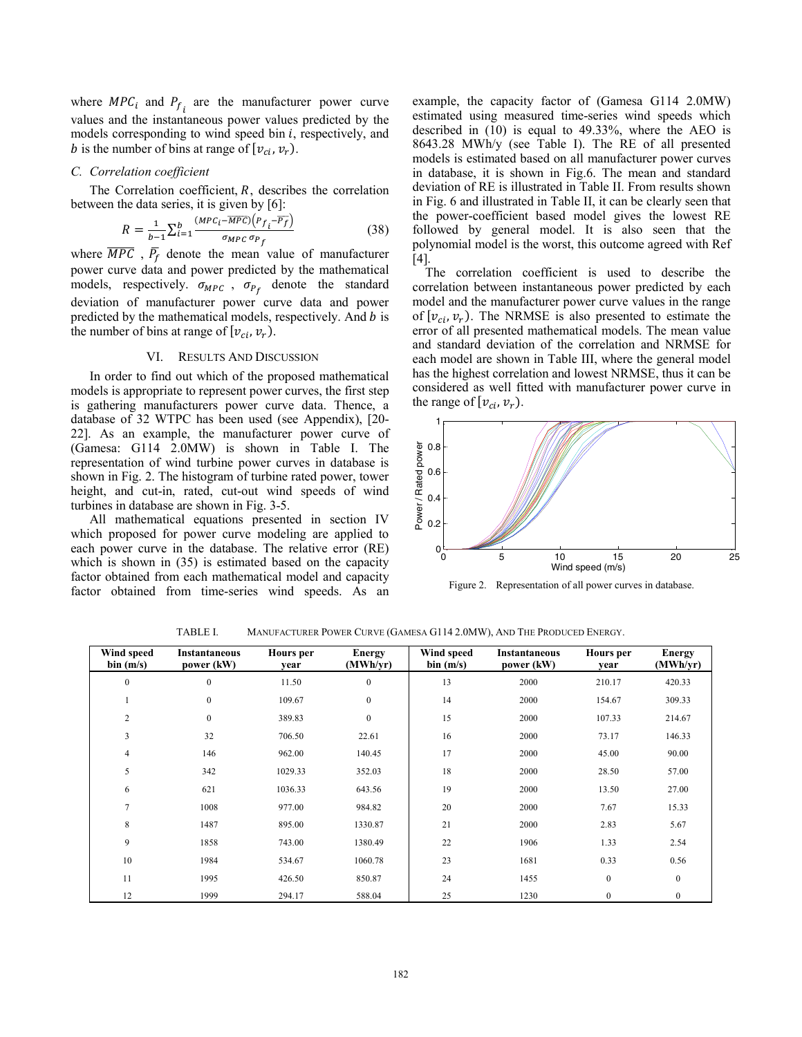where $MPC_i$ and $P_{f_i}$ are the manufacturer power curve values and the instantaneous power values predicted by the models corresponding to wind speed bin $i$, respectively, and $b$ is the number of bins at range of $[v_{ci}, v_r)$.

### C. Correlation coefficient

The Correlation coefficient, $R$, describes the correlation between the data series, it is given by [6]:

$$R = \frac{1}{b-1}\sum_{i=1}^{b}\frac{(MPC_i-\overline{MPC})\left(P_{f_i}-\overline{P_f}\right)}{\sigma_{MPC}\,\sigma_{P_f}} \tag{38}$$

where $\overline{MPC}$ , $\overline{P_f}$ denote the mean value of manufacturer power curve data and power predicted by the mathematical models, respectively. $\sigma_{MPC}$ , $\sigma_{P_f}$ denote the standard deviation of manufacturer power curve data and power predicted by the mathematical models, respectively. And $b$ is the number of bins at range of $[v_{ci}, v_r)$.

## VI. Results And Discussion

In order to find out which of the proposed mathematical models is appropriate to represent power curves, the first step is gathering manufacturers power curve data. Thence, a database of 32 WTPC has been used (see Appendix), [20-22]. As an example, the manufacturer power curve of (Gamesa: G114 2.0MW) is shown in Table I. The representation of wind turbine power curves in database is shown in Fig. 2. The histogram of turbine rated power, tower height, and cut-in, rated, cut-out wind speeds of wind turbines in database are shown in Fig. 3-5.

All mathematical equations presented in section IV which proposed for power curve modeling are applied to each power curve in the database. The relative error (RE) which is shown in (35) is estimated based on the capacity factor obtained from each mathematical model and capacity factor obtained from time-series wind speeds. As an example, the capacity factor of (Gamesa G114 2.0MW) estimated using measured time-series wind speeds which described in (10) is equal to 49.33%, where the AEO is 8643.28 MWh/y (see Table I). The RE of all presented models is estimated based on all manufacturer power curves in database, it is shown in Fig.6. The mean and standard deviation of RE is illustrated in Table II. From results shown in Fig. 6 and illustrated in Table II, it can be clearly seen that the power-coefficient based model gives the lowest RE followed by general model. It is also seen that the polynomial model is the worst, this outcome agreed with Ref [4].

The correlation coefficient is used to describe the correlation between instantaneous power predicted by each model and the manufacturer power curve values in the range of $[v_{ci}, v_r)$. The NRMSE is also presented to estimate the error of all presented mathematical models. The mean value and standard deviation of the correlation and NRMSE for each model are shown in Table III, where the general model has the highest correlation and lowest NRMSE, thus it can be considered as well fitted with manufacturer power curve in the range of $[v_{ci}, v_r)$.

Figure 2. Representation of all power curves in database.

TABLE I. Manufacturer Power Curve (Gamesa G114 2.0MW), And The Produced Energy.

| Wind speed bin (m/s) | Instantaneous power (kW) | Hours per year | Energy (MWh/yr) | Wind speed bin (m/s) | Instantaneous power (kW) | Hours per year | Energy (MWh/yr) |
|---|---|---|---|---|---|---|---|
| 0 | 0 | 11.50 | 0 | 13 | 2000 | 210.17 | 420.33 |
| 1 | 0 | 109.67 | 0 | 14 | 2000 | 154.67 | 309.33 |
| 2 | 0 | 389.83 | 0 | 15 | 2000 | 107.33 | 214.67 |
| 3 | 32 | 706.50 | 22.61 | 16 | 2000 | 73.17 | 146.33 |
| 4 | 146 | 962.00 | 140.45 | 17 | 2000 | 45.00 | 90.00 |
| 5 | 342 | 1029.33 | 352.03 | 18 | 2000 | 28.50 | 57.00 |
| 6 | 621 | 1036.33 | 643.56 | 19 | 2000 | 13.50 | 27.00 |
| 7 | 1008 | 977.00 | 984.82 | 20 | 2000 | 7.67 | 15.33 |
| 8 | 1487 | 895.00 | 1330.87 | 21 | 2000 | 2.83 | 5.67 |
| 9 | 1858 | 743.00 | 1380.49 | 22 | 1906 | 1.33 | 2.54 |
| 10 | 1984 | 534.67 | 1060.78 | 23 | 1681 | 0.33 | 0.56 |
| 11 | 1995 | 426.50 | 850.87 | 24 | 1455 | 0 | 0 |
| 12 | 1999 | 294.17 | 588.04 | 25 | 1230 | 0 | 0 |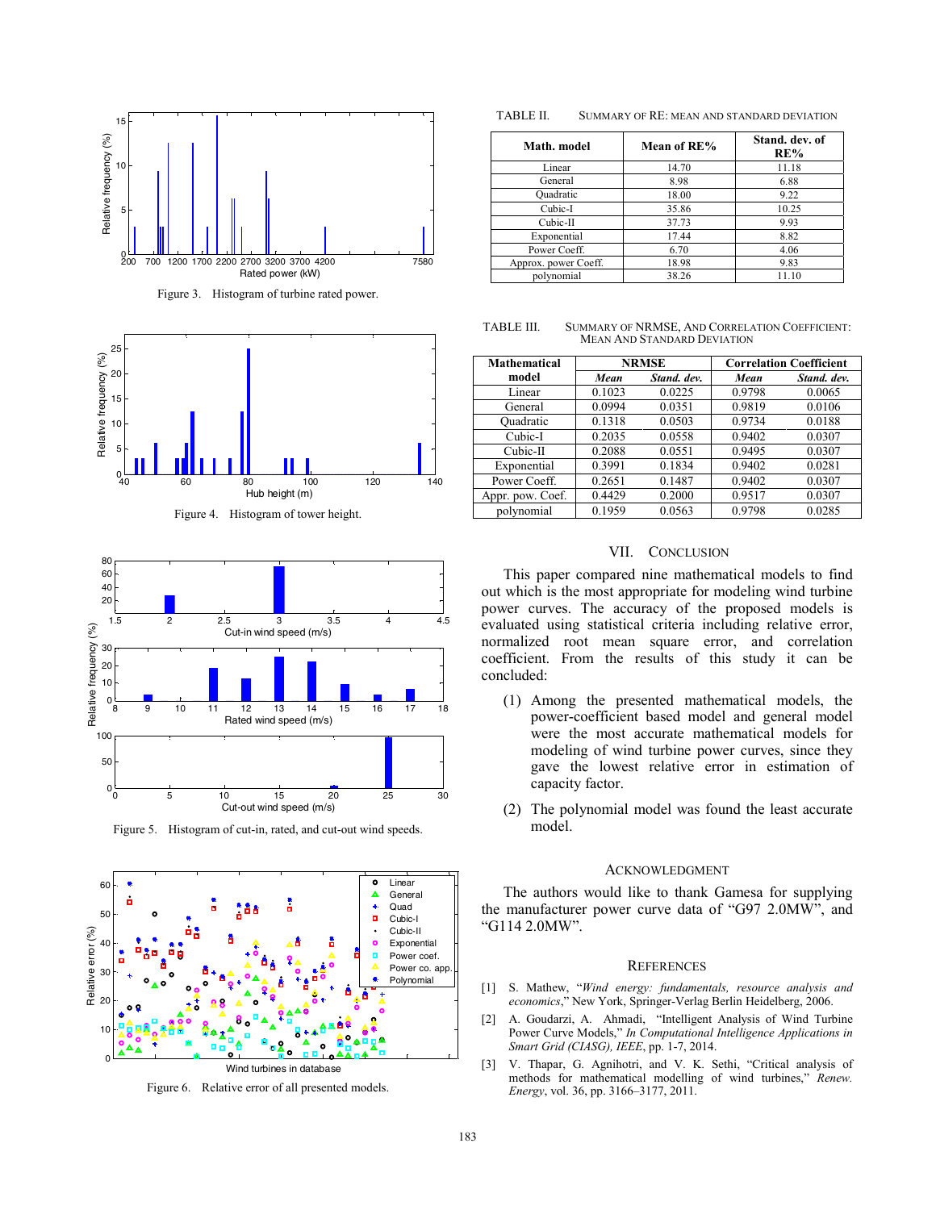Figure 3. Histogram of turbine rated power.

Figure 4. Histogram of tower height.

Figure 5. Histogram of cut-in, rated, and cut-out wind speeds.

Figure 6. Relative error of all presented models.

TABLE II. SUMMARY OF RE: MEAN AND STANDARD DEVIATION

| Math. model | Mean of RE% | Stand. dev. of RE% |
|---|---|---|
| Linear | 14.70 | 11.18 |
| General | 8.98 | 6.88 |
| Quadratic | 18.00 | 9.22 |
| Cubic-I | 35.86 | 10.25 |
| Cubic-II | 37.73 | 9.93 |
| Exponential | 17.44 | 8.82 |
| Power Coeff. | 6.70 | 4.06 |
| Approx. power Coeff. | 18.98 | 9.83 |
| polynomial | 38.26 | 11.10 |

TABLE III. SUMMARY OF NRMSE, AND CORRELATION COEFFICIENT: MEAN AND STANDARD DEVIATION

| Mathematical model | NRMSE | | Correlation Coefficient | |
|---|---|---|---|---|
| | *Mean* | *Stand. dev.* | *Mean* | *Stand. dev.* |
| Linear | 0.1023 | 0.0225 | 0.9798 | 0.0065 |
| General | 0.0994 | 0.0351 | 0.9819 | 0.0106 |
| Quadratic | 0.1318 | 0.0503 | 0.9734 | 0.0188 |
| Cubic-I | 0.2035 | 0.0558 | 0.9402 | 0.0307 |
| Cubic-II | 0.2088 | 0.0551 | 0.9495 | 0.0307 |
| Exponential | 0.3991 | 0.1834 | 0.9402 | 0.0281 |
| Power Coeff. | 0.2651 | 0.1487 | 0.9402 | 0.0307 |
| Appr. pow. Coef. | 0.4429 | 0.2000 | 0.9517 | 0.0307 |
| polynomial | 0.1959 | 0.0563 | 0.9798 | 0.0285 |

## VII. CONCLUSION

This paper compared nine mathematical models to find out which is the most appropriate for modeling wind turbine power curves. The accuracy of the proposed models is evaluated using statistical criteria including relative error, normalized root mean square error, and correlation coefficient. From the results of this study it can be concluded:

(1) Among the presented mathematical models, the power-coefficient based model and general model were the most accurate mathematical models for modeling of wind turbine power curves, since they gave the lowest relative error in estimation of capacity factor.

(2) The polynomial model was found the least accurate model.

## ACKNOWLEDGMENT

The authors would like to thank Gamesa for supplying the manufacturer power curve data of "G97 2.0MW", and "G114 2.0MW".

## REFERENCES

[1] S. Mathew, "*Wind energy: fundamentals, resource analysis and economics*," New York, Springer-Verlag Berlin Heidelberg, 2006.

[2] A. Goudarzi, A. Ahmadi, "Intelligent Analysis of Wind Turbine Power Curve Models," *In Computational Intelligence Applications in Smart Grid (CIASG), IEEE*, pp. 1-7, 2014.

[3] V. Thapar, G. Agnihotri, and V. K. Sethi, "Critical analysis of methods for mathematical modelling of wind turbines," *Renew. Energy*, vol. 36, pp. 3166–3177, 2011.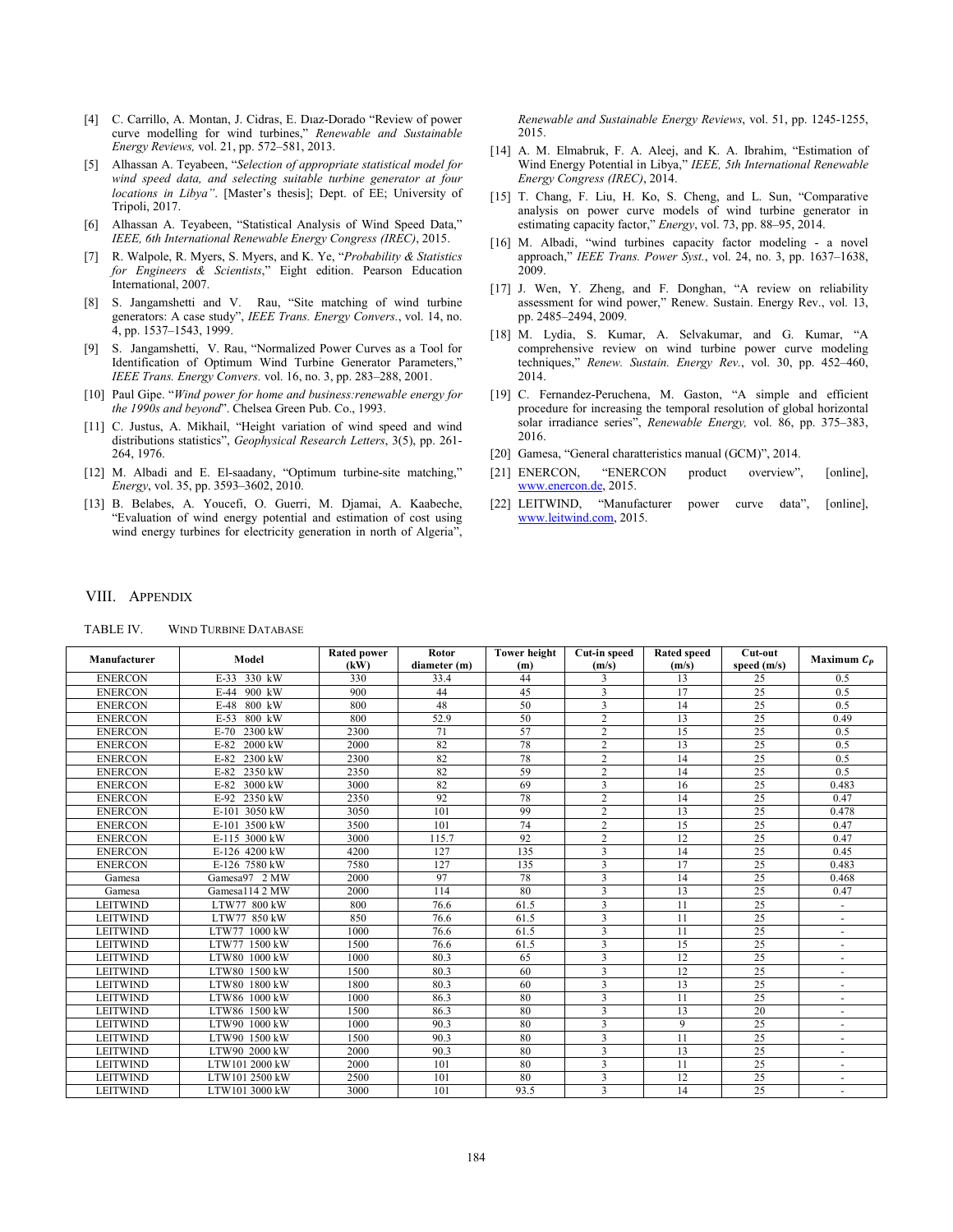[4] C. Carrillo, A. Montan, J. Cidras, E. Dıaz-Dorado "Review of power curve modelling for wind turbines," *Renewable and Sustainable Energy Reviews,* vol. 21, pp. 572–581, 2013.

[5] Alhassan A. Teyabeen, "*Selection of appropriate statistical model for wind speed data, and selecting suitable turbine generator at four locations in Libya"*. [Master's thesis]; Dept. of EE; University of Tripoli, 2017.

[6] Alhassan A. Teyabeen, "Statistical Analysis of Wind Speed Data," *IEEE, 6th International Renewable Energy Congress (IREC)*, 2015.

[7] R. Walpole, R. Myers, S. Myers, and K. Ye, "*Probability & Statistics for Engineers & Scientists*," Eight edition. Pearson Education International, 2007.

[8] S. Jangamshetti and V. Rau, "Site matching of wind turbine generators: A case study", *IEEE Trans. Energy Convers.*, vol. 14, no. 4, pp. 1537–1543, 1999.

[9] S. Jangamshetti, V. Rau, "Normalized Power Curves as a Tool for Identification of Optimum Wind Turbine Generator Parameters," *IEEE Trans. Energy Convers.* vol. 16, no. 3, pp. 283–288, 2001.

[10] Paul Gipe. "*Wind power for home and business:renewable energy for the 1990s and beyond*". Chelsea Green Pub. Co., 1993.

[11] C. Justus, A. Mikhail, "Height variation of wind speed and wind distributions statistics", *Geophysical Research Letters*, 3(5), pp. 261-264, 1976.

[12] M. Albadi and E. El-saadany, "Optimum turbine-site matching," *Energy*, vol. 35, pp. 3593–3602, 2010.

[13] B. Belabes, A. Youcefi, O. Guerri, M. Djamai, A. Kaabeche, "Evaluation of wind energy potential and estimation of cost using wind energy turbines for electricity generation in north of Algeria", *Renewable and Sustainable Energy Reviews*, vol. 51, pp. 1245-1255, 2015.

[14] A. M. Elmabruk, F. A. Aleej, and K. A. Ibrahim, "Estimation of Wind Energy Potential in Libya," *IEEE, 5th International Renewable Energy Congress (IREC)*, 2014.

[15] T. Chang, F. Liu, H. Ko, S. Cheng, and L. Sun, "Comparative analysis on power curve models of wind turbine generator in estimating capacity factor," *Energy*, vol. 73, pp. 88–95, 2014.

[16] M. Albadi, "wind turbines capacity factor modeling - a novel approach," *IEEE Trans. Power Syst.*, vol. 24, no. 3, pp. 1637–1638, 2009.

[17] J. Wen, Y. Zheng, and F. Donghan, "A review on reliability assessment for wind power," Renew. Sustain. Energy Rev., vol. 13, pp. 2485–2494, 2009.

[18] M. Lydia, S. Kumar, A. Selvakumar, and G. Kumar, "A comprehensive review on wind turbine power curve modeling techniques," *Renew. Sustain. Energy Rev.*, vol. 30, pp. 452–460, 2014.

[19] C. Fernandez-Peruchena, M. Gaston, "A simple and efficient procedure for increasing the temporal resolution of global horizontal solar irradiance series", *Renewable Energy,* vol. 86, pp. 375–383, 2016.

[20] Gamesa, "General charatteristics manual (GCM)", 2014.

[21] ENERCON, "ENERCON product overview", [online], www.enercon.de, 2015.

[22] LEITWIND, "Manufacturer power curve data", [online], www.leitwind.com, 2015.

## VIII. Appendix

TABLE IV. Wind Turbine Database

| Manufacturer | Model | Rated power (kW) | Rotor diameter (m) | Tower height (m) | Cut-in speed (m/s) | Rated speed (m/s) | Cut-out speed (m/s) | Maximum $C_P$ |
|---|---|---|---|---|---|---|---|---|
| ENERCON | E-33 330 kW | 330 | 33.4 | 44 | 3 | 13 | 25 | 0.5 |
| ENERCON | E-44 900 kW | 900 | 44 | 45 | 3 | 17 | 25 | 0.5 |
| ENERCON | E-48 800 kW | 800 | 48 | 50 | 3 | 14 | 25 | 0.5 |
| ENERCON | E-53 800 kW | 800 | 52.9 | 50 | 2 | 13 | 25 | 0.49 |
| ENERCON | E-70 2300 kW | 2300 | 71 | 57 | 2 | 15 | 25 | 0.5 |
| ENERCON | E-82 2000 kW | 2000 | 82 | 78 | 2 | 13 | 25 | 0.5 |
| ENERCON | E-82 2300 kW | 2300 | 82 | 78 | 2 | 14 | 25 | 0.5 |
| ENERCON | E-82 2350 kW | 2350 | 82 | 59 | 2 | 14 | 25 | 0.5 |
| ENERCON | E-82 3000 kW | 3000 | 82 | 69 | 3 | 16 | 25 | 0.483 |
| ENERCON | E-92 2350 kW | 2350 | 92 | 78 | 2 | 14 | 25 | 0.47 |
| ENERCON | E-101 3050 kW | 3050 | 101 | 99 | 2 | 13 | 25 | 0.478 |
| ENERCON | E-101 3500 kW | 3500 | 101 | 74 | 2 | 15 | 25 | 0.47 |
| ENERCON | E-115 3000 kW | 3000 | 115.7 | 92 | 2 | 12 | 25 | 0.47 |
| ENERCON | E-126 4200 kW | 4200 | 127 | 135 | 3 | 14 | 25 | 0.45 |
| ENERCON | E-126 7580 kW | 7580 | 127 | 135 | 3 | 17 | 25 | 0.483 |
| Gamesa | Gamesa97 2 MW | 2000 | 97 | 78 | 3 | 14 | 25 | 0.468 |
| Gamesa | Gamesa114 2 MW | 2000 | 114 | 80 | 3 | 13 | 25 | 0.47 |
| LEITWIND | LTW77 800 kW | 800 | 76.6 | 61.5 | 3 | 11 | 25 | - |
| LEITWIND | LTW77 850 kW | 850 | 76.6 | 61.5 | 3 | 11 | 25 | - |
| LEITWIND | LTW77 1000 kW | 1000 | 76.6 | 61.5 | 3 | 11 | 25 | - |
| LEITWIND | LTW77 1500 kW | 1500 | 76.6 | 61.5 | 3 | 15 | 25 | - |
| LEITWIND | LTW80 1000 kW | 1000 | 80.3 | 65 | 3 | 12 | 25 | - |
| LEITWIND | LTW80 1500 kW | 1500 | 80.3 | 60 | 3 | 12 | 25 | - |
| LEITWIND | LTW80 1800 kW | 1800 | 80.3 | 60 | 3 | 13 | 25 | - |
| LEITWIND | LTW86 1000 kW | 1000 | 86.3 | 80 | 3 | 11 | 25 | - |
| LEITWIND | LTW86 1500 kW | 1500 | 86.3 | 80 | 3 | 13 | 20 | - |
| LEITWIND | LTW90 1000 kW | 1000 | 90.3 | 80 | 3 | 9 | 25 | - |
| LEITWIND | LTW90 1500 kW | 1500 | 90.3 | 80 | 3 | 11 | 25 | - |
| LEITWIND | LTW90 2000 kW | 2000 | 90.3 | 80 | 3 | 13 | 25 | - |
| LEITWIND | LTW101 2000 kW | 2000 | 101 | 80 | 3 | 11 | 25 | - |
| LEITWIND | LTW101 2500 kW | 2500 | 101 | 80 | 3 | 12 | 25 | - |
| LEITWIND | LTW101 3000 kW | 3000 | 101 | 93.5 | 3 | 14 | 25 | - |